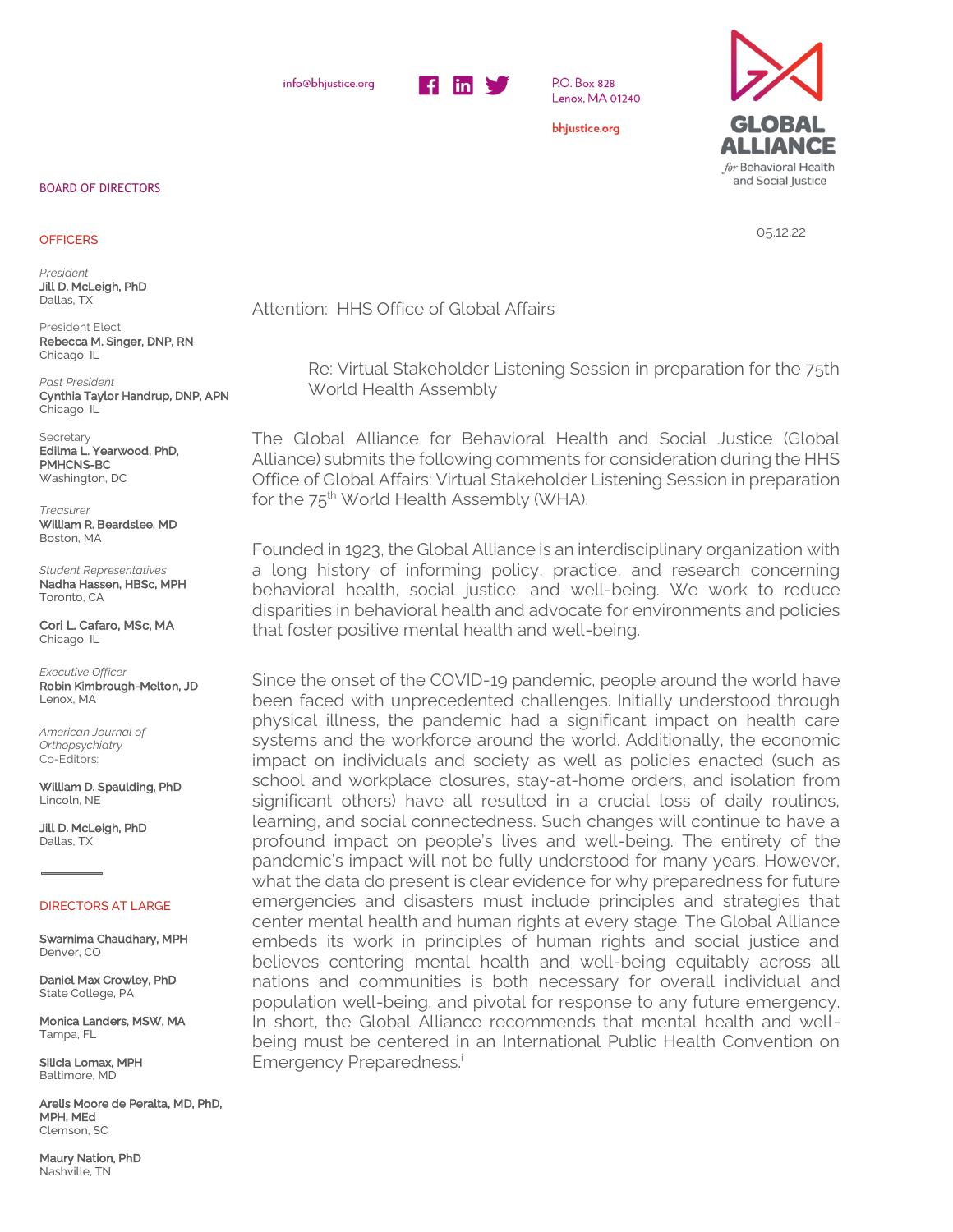info@bhjustice.org

P.O. Box 828
Lenox, MA 01240

bhjustice.org

**GLOBAL ALLIANCE** *for* Behavioral Health and Social Justice

BOARD OF DIRECTORS

OFFICERS

*President*
**Jill D. McLeigh, PhD**
Dallas, TX

President Elect
**Rebecca M. Singer, DNP, RN**
Chicago, IL

*Past President*
**Cynthia Taylor Handrup, DNP, APN**
Chicago, IL

Secretary
**Edilma L. Yearwood, PhD, PMHCNS-BC**
Washington, DC

*Treasurer*
**William R. Beardslee, MD**
Boston, MA

*Student Representatives*
**Nadha Hassen, HBSc, MPH**
Toronto, CA

**Cori L. Cafaro, MSc, MA**
Chicago, IL

*Executive Officer*
**Robin Kimbrough-Melton, JD**
Lenox, MA

*American Journal of Orthopsychiatry* Co-Editors:

**William D. Spaulding, PhD**
Lincoln, NE

**Jill D. McLeigh, PhD**
Dallas, TX

DIRECTORS AT LARGE

**Swarnima Chaudhary, MPH**
Denver, CO

**Daniel Max Crowley, PhD**
State College, PA

**Monica Landers, MSW, MA**
Tampa, FL

**Silicia Lomax, MPH**
Baltimore, MD

**Arelis Moore de Peralta, MD, PhD, MPH, MEd**
Clemson, SC

**Maury Nation, PhD**
Nashville, TN

05.12.22

Attention: HHS Office of Global Affairs

Re: Virtual Stakeholder Listening Session in preparation for the 75th World Health Assembly

The Global Alliance for Behavioral Health and Social Justice (Global Alliance) submits the following comments for consideration during the HHS Office of Global Affairs: Virtual Stakeholder Listening Session in preparation for the 75th World Health Assembly (WHA).

Founded in 1923, the Global Alliance is an interdisciplinary organization with a long history of informing policy, practice, and research concerning behavioral health, social justice, and well-being. We work to reduce disparities in behavioral health and advocate for environments and policies that foster positive mental health and well-being.

Since the onset of the COVID-19 pandemic, people around the world have been faced with unprecedented challenges. Initially understood through physical illness, the pandemic had a significant impact on health care systems and the workforce around the world. Additionally, the economic impact on individuals and society as well as policies enacted (such as school and workplace closures, stay-at-home orders, and isolation from significant others) have all resulted in a crucial loss of daily routines, learning, and social connectedness. Such changes will continue to have a profound impact on people's lives and well-being. The entirety of the pandemic's impact will not be fully understood for many years. However, what the data do present is clear evidence for why preparedness for future emergencies and disasters must include principles and strategies that center mental health and human rights at every stage. The Global Alliance embeds its work in principles of human rights and social justice and believes centering mental health and well-being equitably across all nations and communities is both necessary for overall individual and population well-being, and pivotal for response to any future emergency. In short, the Global Alliance recommends that mental health and well-being must be centered in an International Public Health Convention on Emergency Preparedness.[i]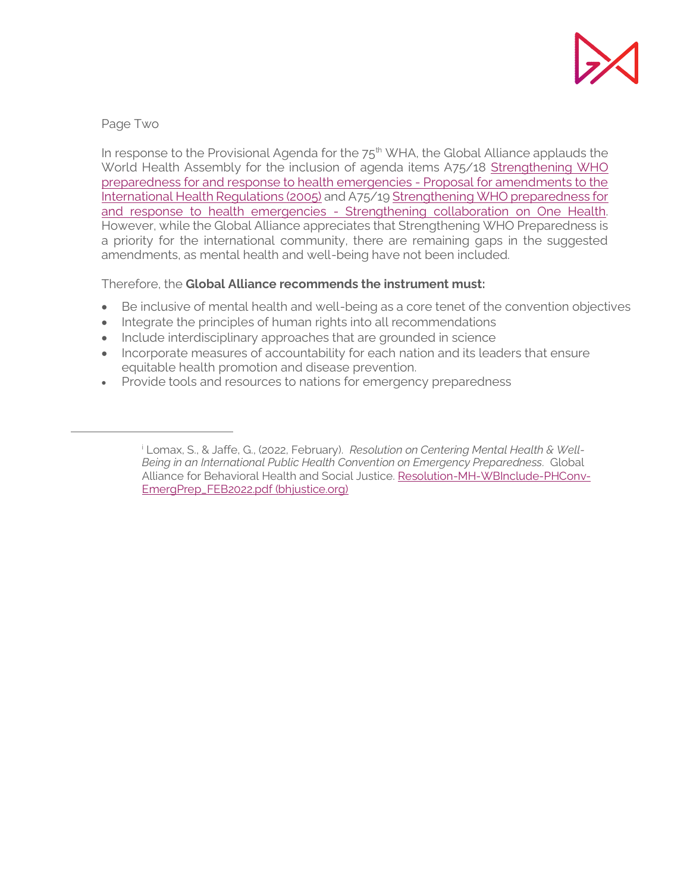Page Two

In response to the Provisional Agenda for the 75th WHA, the Global Alliance applauds the World Health Assembly for the inclusion of agenda items A75/18 Strengthening WHO preparedness for and response to health emergencies - Proposal for amendments to the International Health Regulations (2005) and A75/19 Strengthening WHO preparedness for and response to health emergencies - Strengthening collaboration on One Health. However, while the Global Alliance appreciates that Strengthening WHO Preparedness is a priority for the international community, there are remaining gaps in the suggested amendments, as mental health and well-being have not been included.

Therefore, the **Global Alliance recommends the instrument must:**

- Be inclusive of mental health and well-being as a core tenet of the convention objectives
- Integrate the principles of human rights into all recommendations
- Include interdisciplinary approaches that are grounded in science
- Incorporate measures of accountability for each nation and its leaders that ensure equitable health promotion and disease prevention.
- Provide tools and resources to nations for emergency preparedness

---

[i] Lomax, S., & Jaffe, G., (2022, February). *Resolution on Centering Mental Health & Well-Being in an International Public Health Convention on Emergency Preparedness*. Global Alliance for Behavioral Health and Social Justice. Resolution-MH-WBInclude-PHConv-EmergPrep_FEB2022.pdf (bhjustice.org)